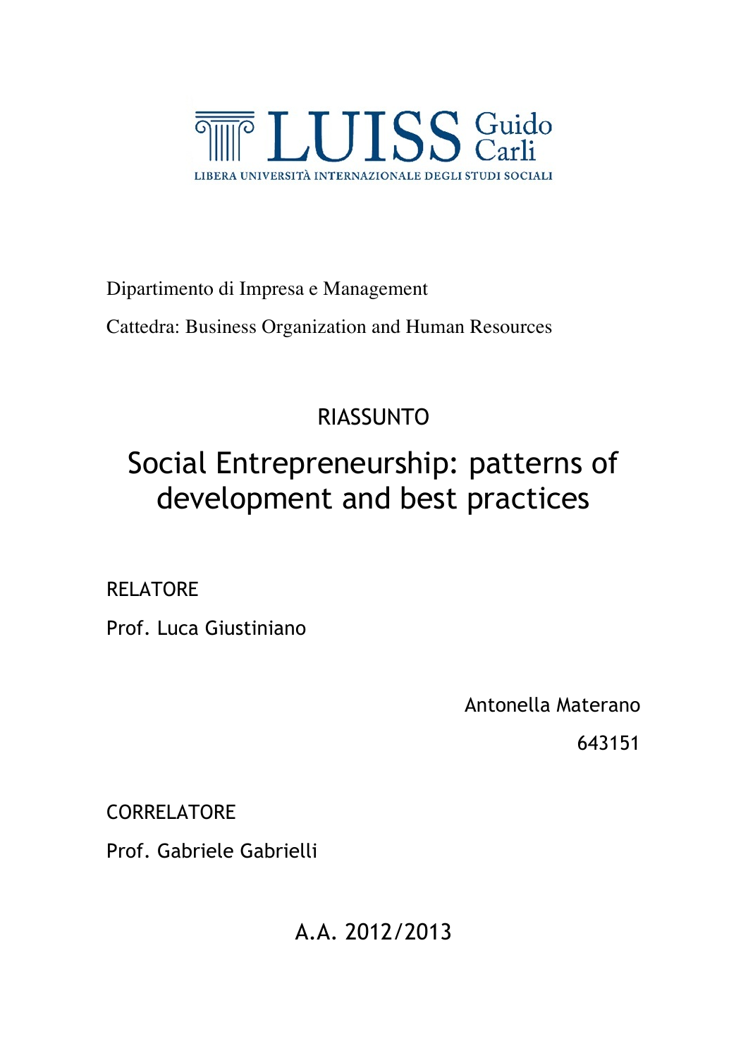LUISS Guido Carli

LIBERA UNIVERSITÀ INTERNAZIONALE DEGLI STUDI SOCIALI

Dipartimento di Impresa e Management

Cattedra: Business Organization and Human Resources

RIASSUNTO

# Social Entrepreneurship: patterns of development and best practices

RELATORE

Prof. Luca Giustiniano

Antonella Materano

643151

CORRELATORE

Prof. Gabriele Gabrielli

A.A. 2012/2013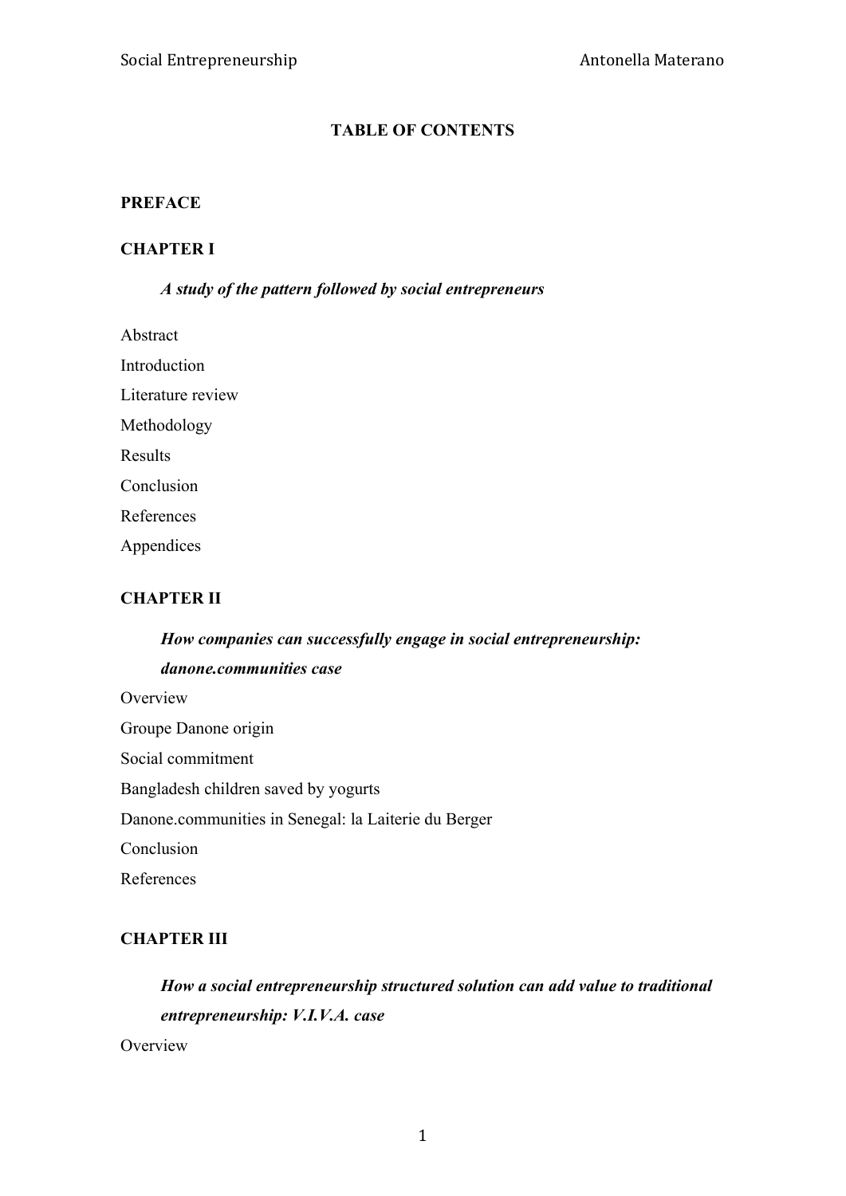# TABLE OF CONTENTS

**PREFACE**

**CHAPTER I**

***A study of the pattern followed by social entrepreneurs***

Abstract

Introduction

Literature review

Methodology

Results

Conclusion

References

Appendices

**CHAPTER II**

***How companies can successfully engage in social entrepreneurship: danone.communities case***

Overview

Groupe Danone origin

Social commitment

Bangladesh children saved by yogurts

Danone.communities in Senegal: la Laiterie du Berger

Conclusion

References

**CHAPTER III**

***How a social entrepreneurship structured solution can add value to traditional entrepreneurship: V.I.V.A. case***

Overview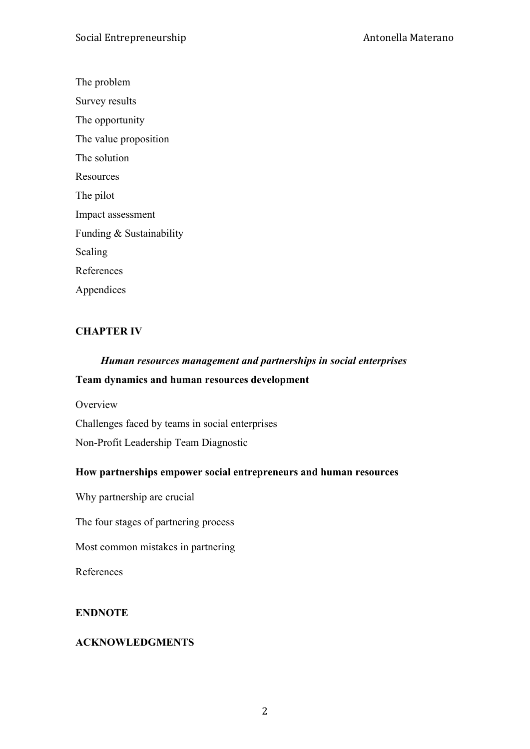The problem

Survey results

The opportunity

The value proposition

The solution

Resources

The pilot

Impact assessment

Funding & Sustainability

Scaling

References

Appendices

**CHAPTER IV**

***Human resources management and partnerships in social enterprises***

**Team dynamics and human resources development**

Overview

Challenges faced by teams in social enterprises

Non-Profit Leadership Team Diagnostic

**How partnerships empower social entrepreneurs and human resources**

Why partnership are crucial

The four stages of partnering process

Most common mistakes in partnering

References

**ENDNOTE**

**ACKNOWLEDGMENTS**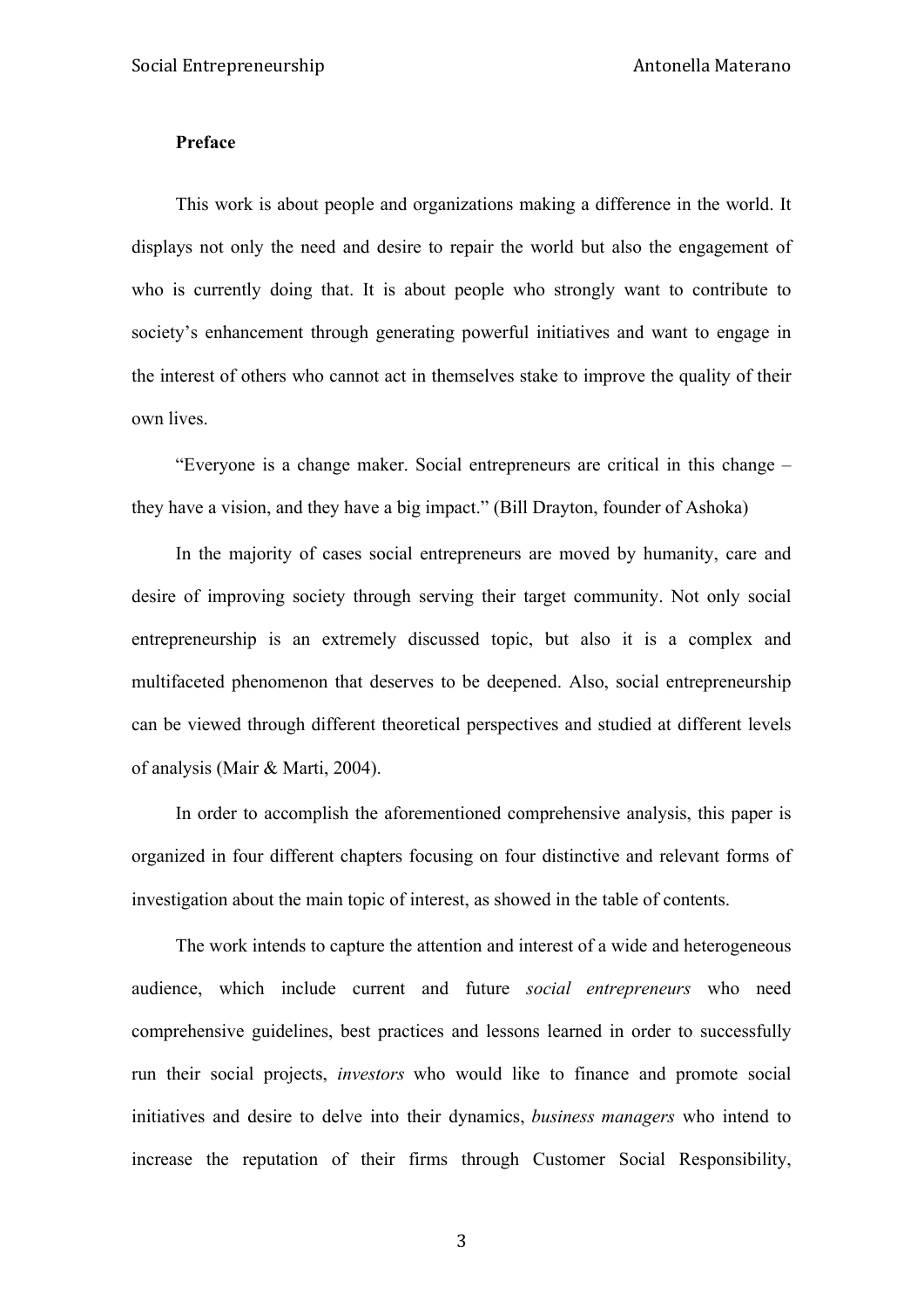**Preface**

This work is about people and organizations making a difference in the world. It displays not only the need and desire to repair the world but also the engagement of who is currently doing that. It is about people who strongly want to contribute to society's enhancement through generating powerful initiatives and want to engage in the interest of others who cannot act in themselves stake to improve the quality of their own lives.

"Everyone is a change maker. Social entrepreneurs are critical in this change – they have a vision, and they have a big impact." (Bill Drayton, founder of Ashoka)

In the majority of cases social entrepreneurs are moved by humanity, care and desire of improving society through serving their target community. Not only social entrepreneurship is an extremely discussed topic, but also it is a complex and multifaceted phenomenon that deserves to be deepened. Also, social entrepreneurship can be viewed through different theoretical perspectives and studied at different levels of analysis (Mair & Marti, 2004).

In order to accomplish the aforementioned comprehensive analysis, this paper is organized in four different chapters focusing on four distinctive and relevant forms of investigation about the main topic of interest, as showed in the table of contents.

The work intends to capture the attention and interest of a wide and heterogeneous audience, which include current and future *social entrepreneurs* who need comprehensive guidelines, best practices and lessons learned in order to successfully run their social projects, *investors* who would like to finance and promote social initiatives and desire to delve into their dynamics, *business managers* who intend to increase the reputation of their firms through Customer Social Responsibility,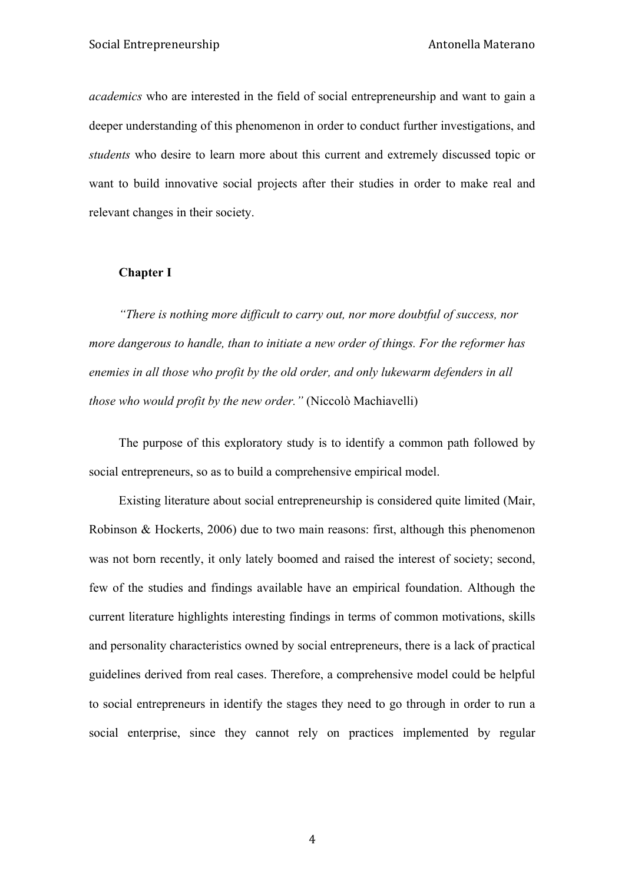*academics* who are interested in the field of social entrepreneurship and want to gain a deeper understanding of this phenomenon in order to conduct further investigations, and *students* who desire to learn more about this current and extremely discussed topic or want to build innovative social projects after their studies in order to make real and relevant changes in their society.

## Chapter I

*"There is nothing more difficult to carry out, nor more doubtful of success, nor more dangerous to handle, than to initiate a new order of things. For the reformer has enemies in all those who profit by the old order, and only lukewarm defenders in all those who would profit by the new order."* (Niccolò Machiavelli)

The purpose of this exploratory study is to identify a common path followed by social entrepreneurs, so as to build a comprehensive empirical model.

Existing literature about social entrepreneurship is considered quite limited (Mair, Robinson & Hockerts, 2006) due to two main reasons: first, although this phenomenon was not born recently, it only lately boomed and raised the interest of society; second, few of the studies and findings available have an empirical foundation. Although the current literature highlights interesting findings in terms of common motivations, skills and personality characteristics owned by social entrepreneurs, there is a lack of practical guidelines derived from real cases. Therefore, a comprehensive model could be helpful to social entrepreneurs in identify the stages they need to go through in order to run a social enterprise, since they cannot rely on practices implemented by regular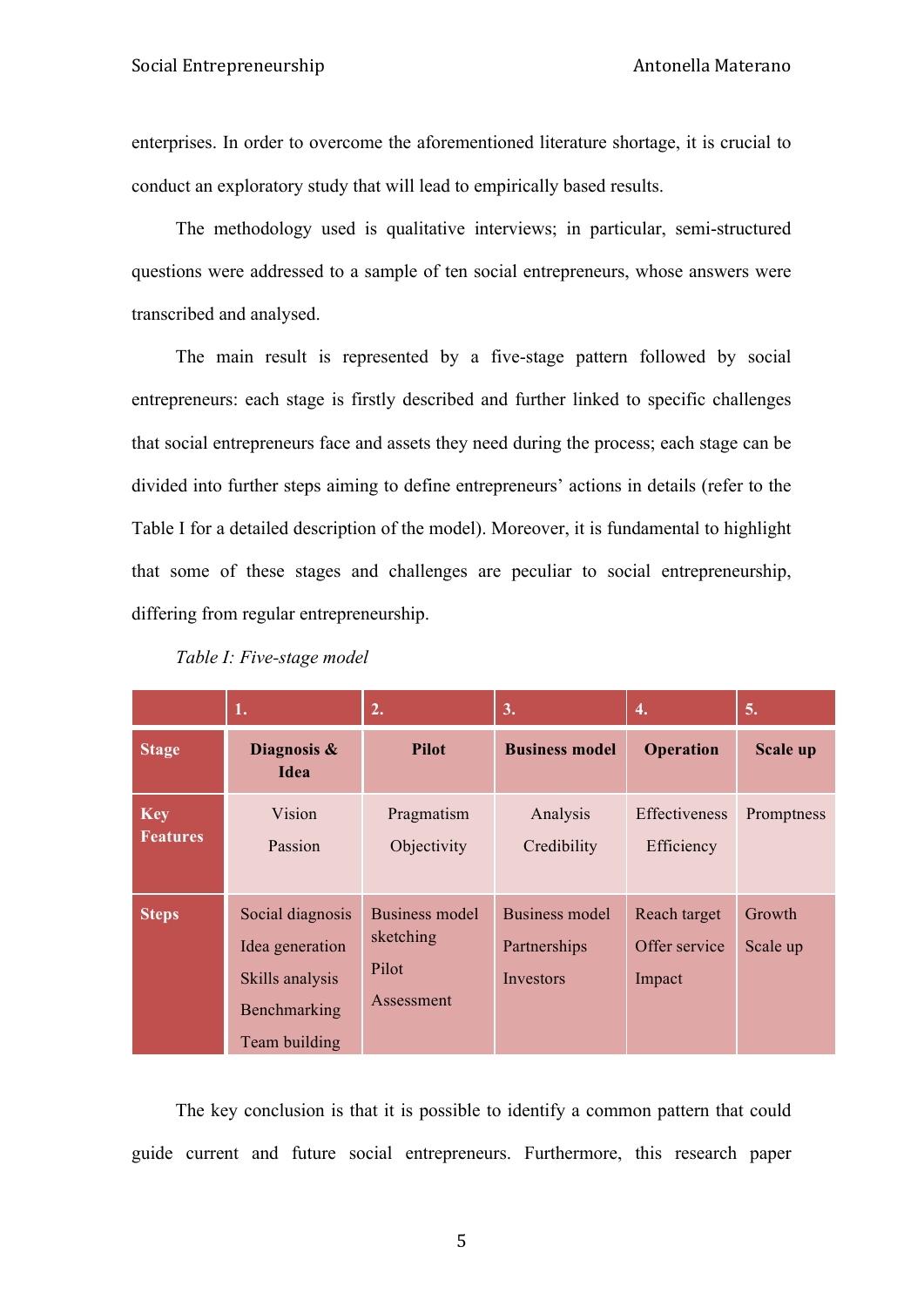enterprises. In order to overcome the aforementioned literature shortage, it is crucial to conduct an exploratory study that will lead to empirically based results.

The methodology used is qualitative interviews; in particular, semi-structured questions were addressed to a sample of ten social entrepreneurs, whose answers were transcribed and analysed.

The main result is represented by a five-stage pattern followed by social entrepreneurs: each stage is firstly described and further linked to specific challenges that social entrepreneurs face and assets they need during the process; each stage can be divided into further steps aiming to define entrepreneurs' actions in details (refer to the Table I for a detailed description of the model). Moreover, it is fundamental to highlight that some of these stages and challenges are peculiar to social entrepreneurship, differing from regular entrepreneurship.

*Table I: Five-stage model*

| | 1. | 2. | 3. | 4. | 5. |
|---|---|---|---|---|---|
| **Stage** | **Diagnosis & Idea** | **Pilot** | **Business model** | **Operation** | **Scale up** |
| **Key Features** | Vision<br>Passion | Pragmatism<br>Objectivity | Analysis<br>Credibility | Effectiveness<br>Efficiency | Promptness |
| **Steps** | Social diagnosis<br>Idea generation<br>Skills analysis<br>Benchmarking<br>Team building | Business model sketching<br>Pilot<br>Assessment | Business model<br>Partnerships<br>Investors | Reach target<br>Offer service<br>Impact | Growth<br>Scale up |

The key conclusion is that it is possible to identify a common pattern that could guide current and future social entrepreneurs. Furthermore, this research paper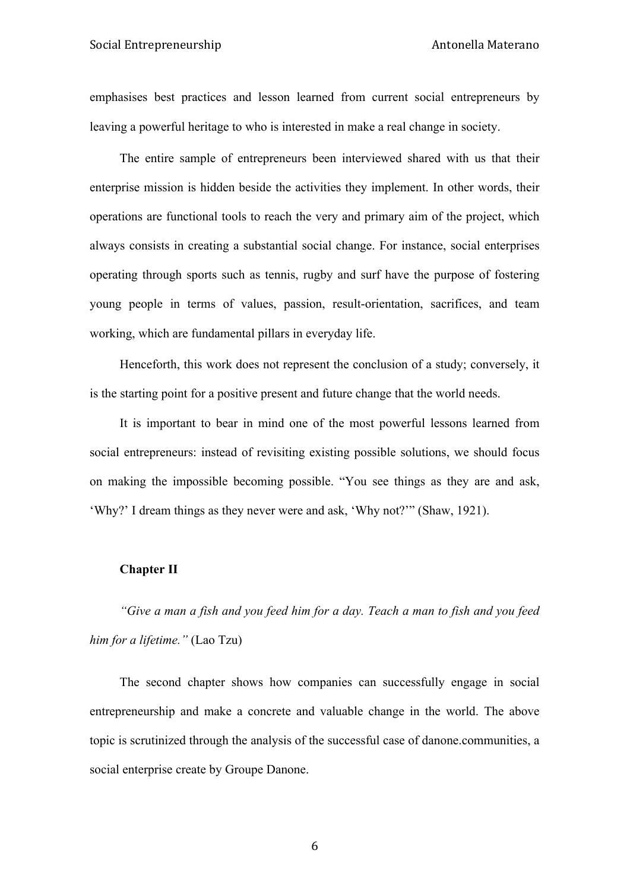emphasises best practices and lesson learned from current social entrepreneurs by leaving a powerful heritage to who is interested in make a real change in society.

The entire sample of entrepreneurs been interviewed shared with us that their enterprise mission is hidden beside the activities they implement. In other words, their operations are functional tools to reach the very and primary aim of the project, which always consists in creating a substantial social change. For instance, social enterprises operating through sports such as tennis, rugby and surf have the purpose of fostering young people in terms of values, passion, result-orientation, sacrifices, and team working, which are fundamental pillars in everyday life.

Henceforth, this work does not represent the conclusion of a study; conversely, it is the starting point for a positive present and future change that the world needs.

It is important to bear in mind one of the most powerful lessons learned from social entrepreneurs: instead of revisiting existing possible solutions, we should focus on making the impossible becoming possible. "You see things as they are and ask, 'Why?' I dream things as they never were and ask, 'Why not?'" (Shaw, 1921).

## Chapter II

*"Give a man a fish and you feed him for a day. Teach a man to fish and you feed him for a lifetime."* (Lao Tzu)

The second chapter shows how companies can successfully engage in social entrepreneurship and make a concrete and valuable change in the world. The above topic is scrutinized through the analysis of the successful case of danone.communities, a social enterprise create by Groupe Danone.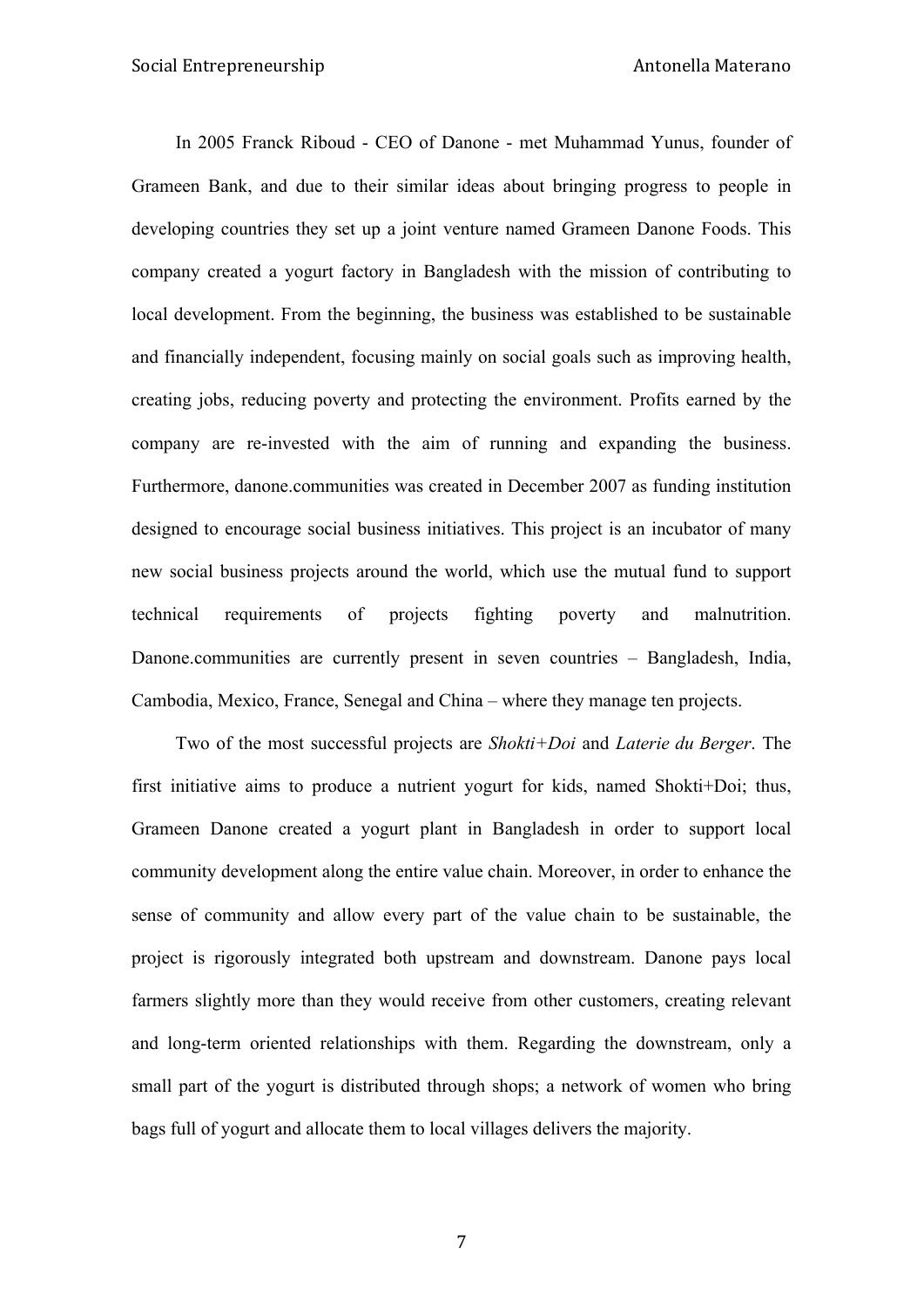In 2005 Franck Riboud - CEO of Danone - met Muhammad Yunus, founder of Grameen Bank, and due to their similar ideas about bringing progress to people in developing countries they set up a joint venture named Grameen Danone Foods. This company created a yogurt factory in Bangladesh with the mission of contributing to local development. From the beginning, the business was established to be sustainable and financially independent, focusing mainly on social goals such as improving health, creating jobs, reducing poverty and protecting the environment. Profits earned by the company are re-invested with the aim of running and expanding the business. Furthermore, danone.communities was created in December 2007 as funding institution designed to encourage social business initiatives. This project is an incubator of many new social business projects around the world, which use the mutual fund to support technical requirements of projects fighting poverty and malnutrition. Danone.communities are currently present in seven countries – Bangladesh, India, Cambodia, Mexico, France, Senegal and China – where they manage ten projects.

Two of the most successful projects are *Shokti+Doi* and *Laterie du Berger*. The first initiative aims to produce a nutrient yogurt for kids, named Shokti+Doi; thus, Grameen Danone created a yogurt plant in Bangladesh in order to support local community development along the entire value chain. Moreover, in order to enhance the sense of community and allow every part of the value chain to be sustainable, the project is rigorously integrated both upstream and downstream. Danone pays local farmers slightly more than they would receive from other customers, creating relevant and long-term oriented relationships with them. Regarding the downstream, only a small part of the yogurt is distributed through shops; a network of women who bring bags full of yogurt and allocate them to local villages delivers the majority.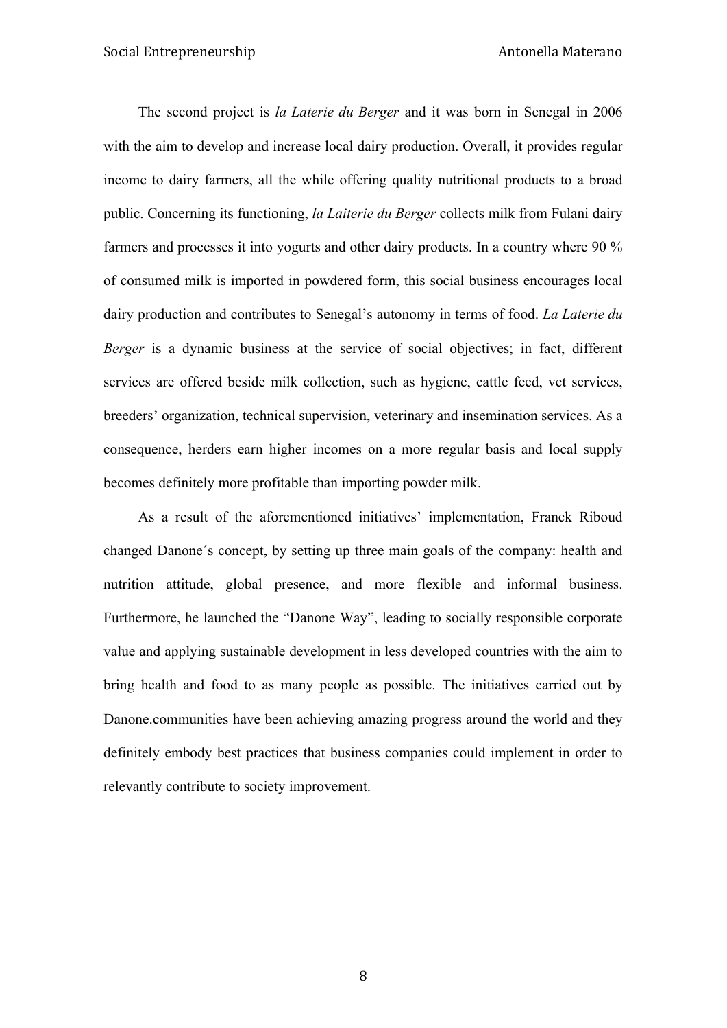The second project is *la Laterie du Berger* and it was born in Senegal in 2006 with the aim to develop and increase local dairy production. Overall, it provides regular income to dairy farmers, all the while offering quality nutritional products to a broad public. Concerning its functioning, *la Laiterie du Berger* collects milk from Fulani dairy farmers and processes it into yogurts and other dairy products. In a country where 90 % of consumed milk is imported in powdered form, this social business encourages local dairy production and contributes to Senegal's autonomy in terms of food. *La Laterie du Berger* is a dynamic business at the service of social objectives; in fact, different services are offered beside milk collection, such as hygiene, cattle feed, vet services, breeders' organization, technical supervision, veterinary and insemination services. As a consequence, herders earn higher incomes on a more regular basis and local supply becomes definitely more profitable than importing powder milk.

As a result of the aforementioned initiatives' implementation, Franck Riboud changed Danone´s concept, by setting up three main goals of the company: health and nutrition attitude, global presence, and more flexible and informal business. Furthermore, he launched the "Danone Way", leading to socially responsible corporate value and applying sustainable development in less developed countries with the aim to bring health and food to as many people as possible. The initiatives carried out by Danone.communities have been achieving amazing progress around the world and they definitely embody best practices that business companies could implement in order to relevantly contribute to society improvement.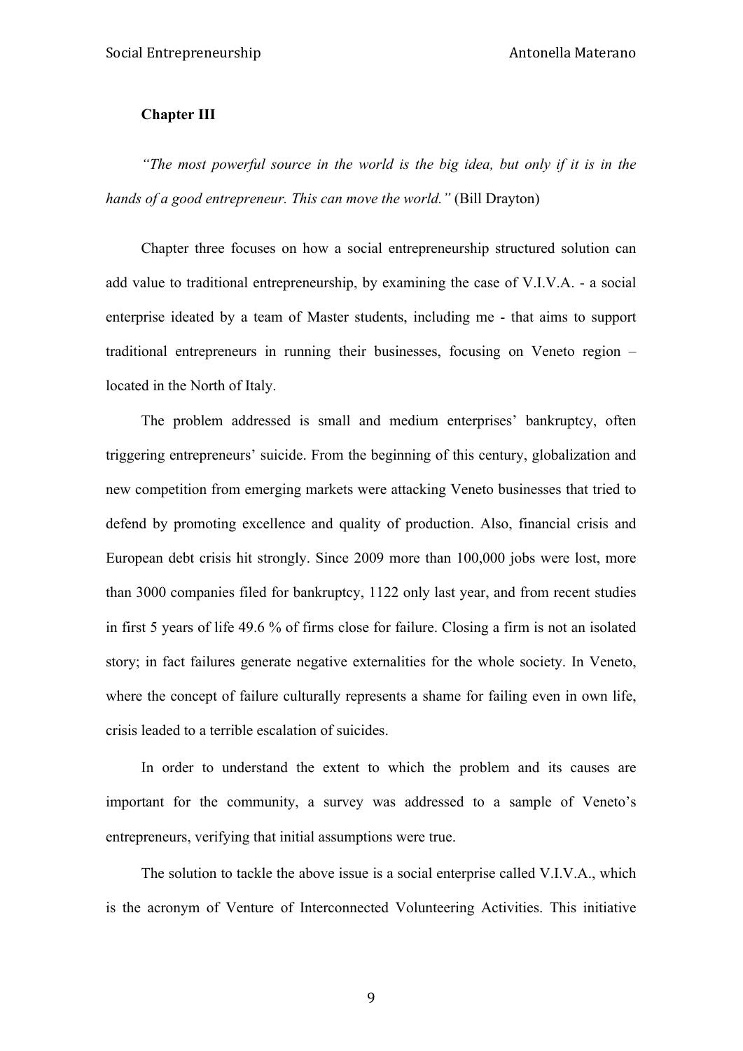**Chapter III**

*"The most powerful source in the world is the big idea, but only if it is in the hands of a good entrepreneur. This can move the world."* (Bill Drayton)

Chapter three focuses on how a social entrepreneurship structured solution can add value to traditional entrepreneurship, by examining the case of V.I.V.A. - a social enterprise ideated by a team of Master students, including me - that aims to support traditional entrepreneurs in running their businesses, focusing on Veneto region – located in the North of Italy.

The problem addressed is small and medium enterprises' bankruptcy, often triggering entrepreneurs' suicide. From the beginning of this century, globalization and new competition from emerging markets were attacking Veneto businesses that tried to defend by promoting excellence and quality of production. Also, financial crisis and European debt crisis hit strongly. Since 2009 more than 100,000 jobs were lost, more than 3000 companies filed for bankruptcy, 1122 only last year, and from recent studies in first 5 years of life 49.6 % of firms close for failure. Closing a firm is not an isolated story; in fact failures generate negative externalities for the whole society. In Veneto, where the concept of failure culturally represents a shame for failing even in own life, crisis leaded to a terrible escalation of suicides.

In order to understand the extent to which the problem and its causes are important for the community, a survey was addressed to a sample of Veneto's entrepreneurs, verifying that initial assumptions were true.

The solution to tackle the above issue is a social enterprise called V.I.V.A., which is the acronym of Venture of Interconnected Volunteering Activities. This initiative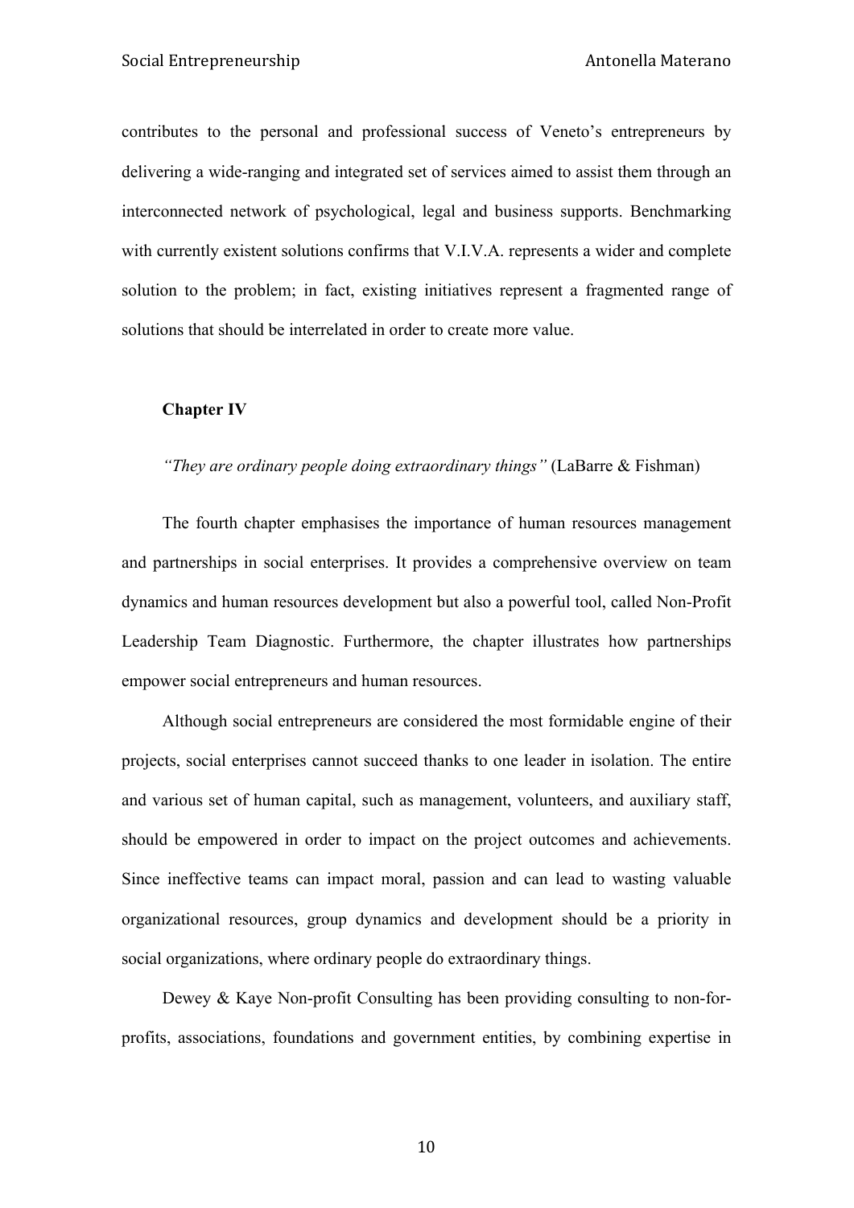contributes to the personal and professional success of Veneto's entrepreneurs by delivering a wide-ranging and integrated set of services aimed to assist them through an interconnected network of psychological, legal and business supports. Benchmarking with currently existent solutions confirms that V.I.V.A. represents a wider and complete solution to the problem; in fact, existing initiatives represent a fragmented range of solutions that should be interrelated in order to create more value.

**Chapter IV**

*"They are ordinary people doing extraordinary things"* (LaBarre & Fishman)

The fourth chapter emphasises the importance of human resources management and partnerships in social enterprises. It provides a comprehensive overview on team dynamics and human resources development but also a powerful tool, called Non-Profit Leadership Team Diagnostic. Furthermore, the chapter illustrates how partnerships empower social entrepreneurs and human resources.

Although social entrepreneurs are considered the most formidable engine of their projects, social enterprises cannot succeed thanks to one leader in isolation. The entire and various set of human capital, such as management, volunteers, and auxiliary staff, should be empowered in order to impact on the project outcomes and achievements. Since ineffective teams can impact moral, passion and can lead to wasting valuable organizational resources, group dynamics and development should be a priority in social organizations, where ordinary people do extraordinary things.

Dewey & Kaye Non-profit Consulting has been providing consulting to non-for-profits, associations, foundations and government entities, by combining expertise in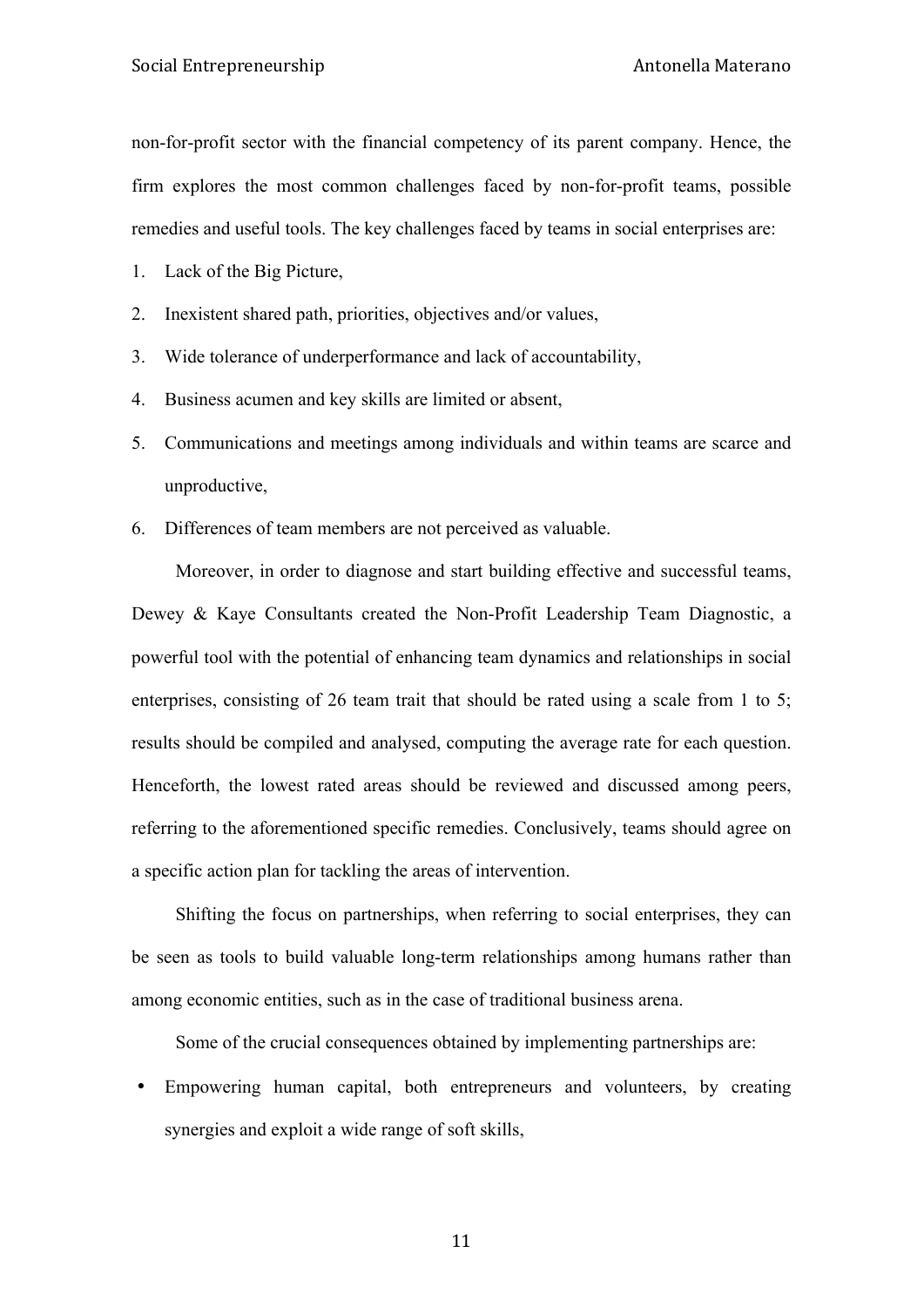non-for-profit sector with the financial competency of its parent company. Hence, the firm explores the most common challenges faced by non-for-profit teams, possible remedies and useful tools. The key challenges faced by teams in social enterprises are:

1. Lack of the Big Picture,
2. Inexistent shared path, priorities, objectives and/or values,
3. Wide tolerance of underperformance and lack of accountability,
4. Business acumen and key skills are limited or absent,
5. Communications and meetings among individuals and within teams are scarce and unproductive,
6. Differences of team members are not perceived as valuable.

Moreover, in order to diagnose and start building effective and successful teams, Dewey & Kaye Consultants created the Non-Profit Leadership Team Diagnostic, a powerful tool with the potential of enhancing team dynamics and relationships in social enterprises, consisting of 26 team trait that should be rated using a scale from 1 to 5; results should be compiled and analysed, computing the average rate for each question. Henceforth, the lowest rated areas should be reviewed and discussed among peers, referring to the aforementioned specific remedies. Conclusively, teams should agree on a specific action plan for tackling the areas of intervention.

Shifting the focus on partnerships, when referring to social enterprises, they can be seen as tools to build valuable long-term relationships among humans rather than among economic entities, such as in the case of traditional business arena.

Some of the crucial consequences obtained by implementing partnerships are:

- Empowering human capital, both entrepreneurs and volunteers, by creating synergies and exploit a wide range of soft skills,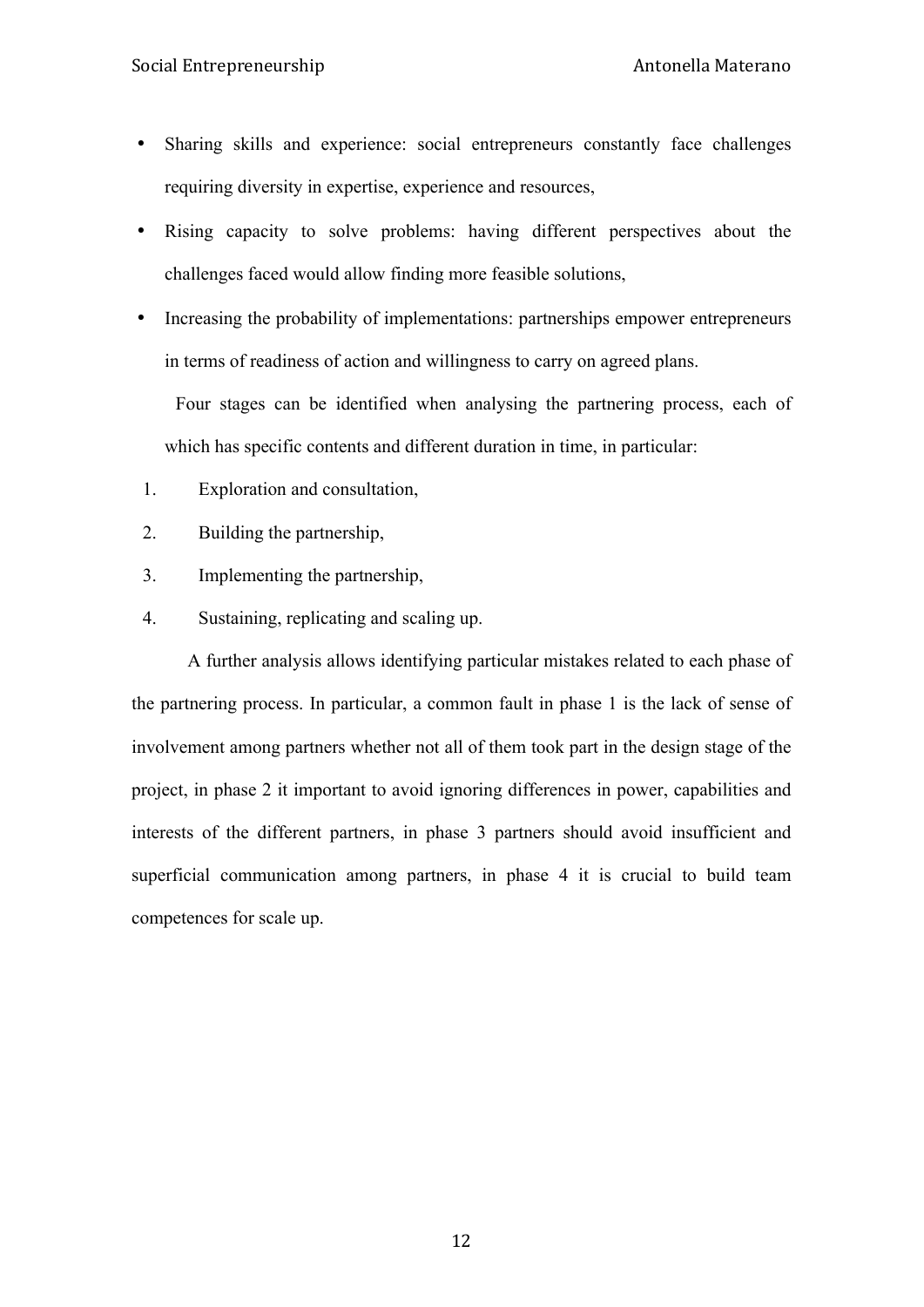- Sharing skills and experience: social entrepreneurs constantly face challenges requiring diversity in expertise, experience and resources,
- Rising capacity to solve problems: having different perspectives about the challenges faced would allow finding more feasible solutions,
- Increasing the probability of implementations: partnerships empower entrepreneurs in terms of readiness of action and willingness to carry on agreed plans.

Four stages can be identified when analysing the partnering process, each of which has specific contents and different duration in time, in particular:

1. Exploration and consultation,
2. Building the partnership,
3. Implementing the partnership,
4. Sustaining, replicating and scaling up.

A further analysis allows identifying particular mistakes related to each phase of the partnering process. In particular, a common fault in phase 1 is the lack of sense of involvement among partners whether not all of them took part in the design stage of the project, in phase 2 it important to avoid ignoring differences in power, capabilities and interests of the different partners, in phase 3 partners should avoid insufficient and superficial communication among partners, in phase 4 it is crucial to build team competences for scale up.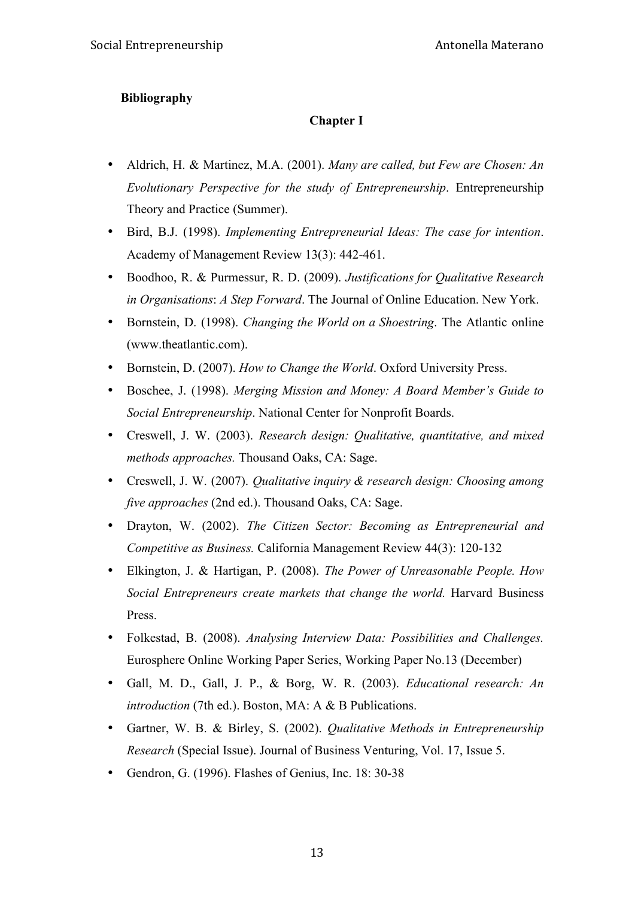## Bibliography

### Chapter I

- Aldrich, H. & Martinez, M.A. (2001). *Many are called, but Few are Chosen: An Evolutionary Perspective for the study of Entrepreneurship*. Entrepreneurship Theory and Practice (Summer).
- Bird, B.J. (1998). *Implementing Entrepreneurial Ideas: The case for intention*. Academy of Management Review 13(3): 442-461.
- Boodhoo, R. & Purmessur, R. D. (2009). *Justifications for Qualitative Research in Organisations*: *A Step Forward*. The Journal of Online Education. New York.
- Bornstein, D. (1998). *Changing the World on a Shoestring*. The Atlantic online (www.theatlantic.com).
- Bornstein, D. (2007). *How to Change the World*. Oxford University Press.
- Boschee, J. (1998). *Merging Mission and Money: A Board Member's Guide to Social Entrepreneurship*. National Center for Nonprofit Boards.
- Creswell, J. W. (2003). *Research design: Qualitative, quantitative, and mixed methods approaches.* Thousand Oaks, CA: Sage.
- Creswell, J. W. (2007). *Qualitative inquiry & research design: Choosing among five approaches* (2nd ed.). Thousand Oaks, CA: Sage.
- Drayton, W. (2002). *The Citizen Sector: Becoming as Entrepreneurial and Competitive as Business.* California Management Review 44(3): 120-132
- Elkington, J. & Hartigan, P. (2008). *The Power of Unreasonable People. How Social Entrepreneurs create markets that change the world.* Harvard Business Press.
- Folkestad, B. (2008). *Analysing Interview Data: Possibilities and Challenges.* Eurosphere Online Working Paper Series, Working Paper No.13 (December)
- Gall, M. D., Gall, J. P., & Borg, W. R. (2003). *Educational research: An introduction* (7th ed.). Boston, MA: A & B Publications.
- Gartner, W. B. & Birley, S. (2002). *Qualitative Methods in Entrepreneurship Research* (Special Issue). Journal of Business Venturing, Vol. 17, Issue 5.
- Gendron, G. (1996). Flashes of Genius, Inc. 18: 30-38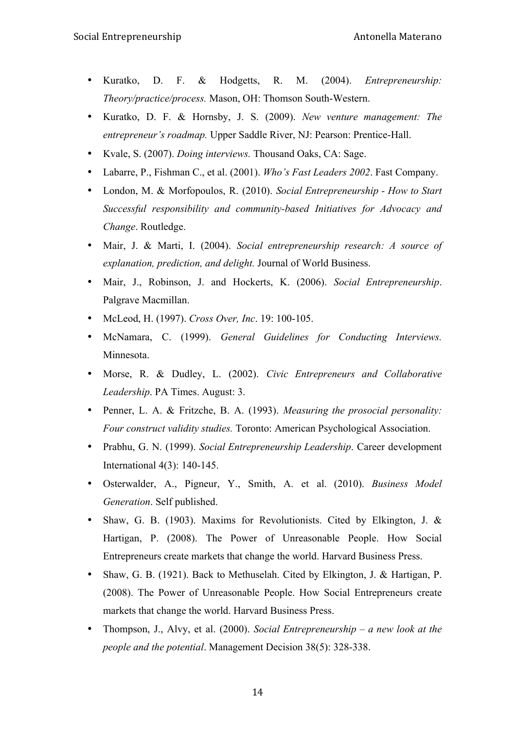- Kuratko, D. F. & Hodgetts, R. M. (2004). *Entrepreneurship: Theory/practice/process.* Mason, OH: Thomson South-Western.
- Kuratko, D. F. & Hornsby, J. S. (2009). *New venture management: The entrepreneur's roadmap.* Upper Saddle River, NJ: Pearson: Prentice-Hall.
- Kvale, S. (2007). *Doing interviews.* Thousand Oaks, CA: Sage.
- Labarre, P., Fishman C., et al. (2001). *Who's Fast Leaders 2002*. Fast Company.
- London, M. & Morfopoulos, R. (2010). *Social Entrepreneurship - How to Start Successful responsibility and community-based Initiatives for Advocacy and Change*. Routledge.
- Mair, J. & Marti, I. (2004). *Social entrepreneurship research: A source of explanation, prediction, and delight.* Journal of World Business.
- Mair, J., Robinson, J. and Hockerts, K. (2006). *Social Entrepreneurship*. Palgrave Macmillan.
- McLeod, H. (1997). *Cross Over, Inc*. 19: 100-105.
- McNamara, C. (1999). *General Guidelines for Conducting Interviews.* Minnesota.
- Morse, R. & Dudley, L. (2002). *Civic Entrepreneurs and Collaborative Leadership*. PA Times. August: 3.
- Penner, L. A. & Fritzche, B. A. (1993). *Measuring the prosocial personality: Four construct validity studies.* Toronto: American Psychological Association.
- Prabhu, G. N. (1999). *Social Entrepreneurship Leadership*. Career development International 4(3): 140-145.
- Osterwalder, A., Pigneur, Y., Smith, A. et al. (2010). *Business Model Generation*. Self published.
- Shaw, G. B. (1903). Maxims for Revolutionists. Cited by Elkington, J. & Hartigan, P. (2008). The Power of Unreasonable People. How Social Entrepreneurs create markets that change the world. Harvard Business Press.
- Shaw, G. B. (1921). Back to Methuselah. Cited by Elkington, J. & Hartigan, P. (2008). The Power of Unreasonable People. How Social Entrepreneurs create markets that change the world. Harvard Business Press.
- Thompson, J., Alvy, et al. (2000). *Social Entrepreneurship – a new look at the people and the potential*. Management Decision 38(5): 328-338.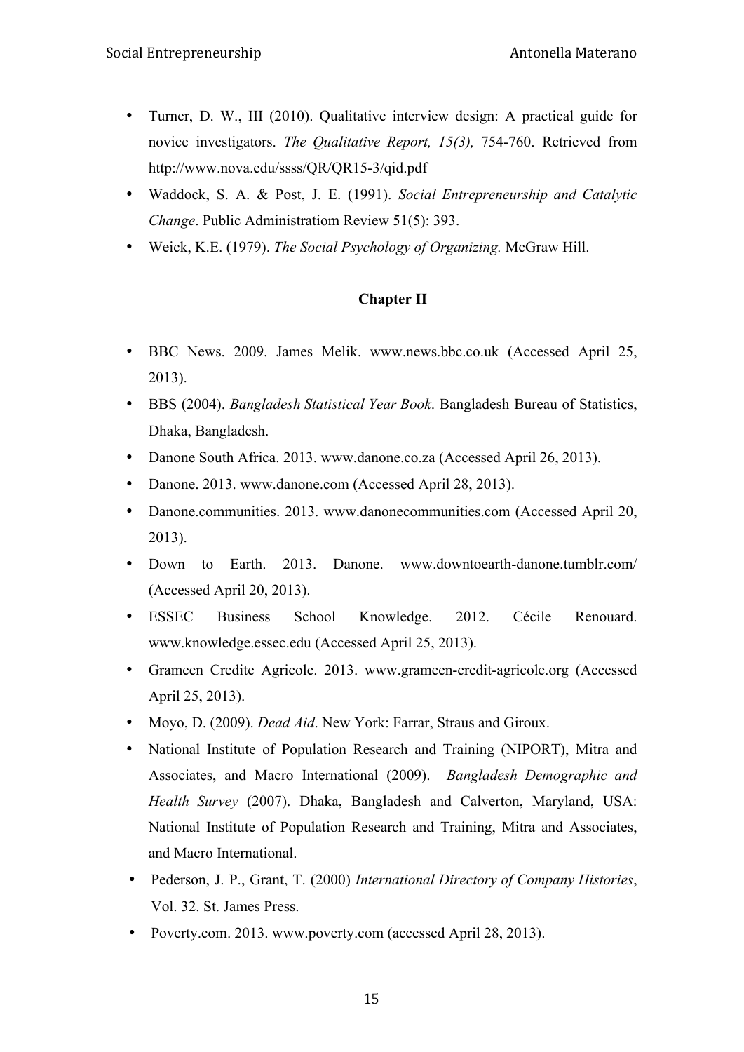- Turner, D. W., III (2010). Qualitative interview design: A practical guide for novice investigators. *The Qualitative Report, 15(3),* 754-760. Retrieved from http://www.nova.edu/ssss/QR/QR15-3/qid.pdf
- Waddock, S. A. & Post, J. E. (1991). *Social Entrepreneurship and Catalytic Change*. Public Administratiom Review 51(5): 393.
- Weick, K.E. (1979). *The Social Psychology of Organizing.* McGraw Hill.

**Chapter II**

- BBC News. 2009. James Melik. www.news.bbc.co.uk (Accessed April 25, 2013).
- BBS (2004). *Bangladesh Statistical Year Book*. Bangladesh Bureau of Statistics, Dhaka, Bangladesh.
- Danone South Africa. 2013. www.danone.co.za (Accessed April 26, 2013).
- Danone. 2013. www.danone.com (Accessed April 28, 2013).
- Danone.communities. 2013. www.danonecommunities.com (Accessed April 20, 2013).
- Down to Earth. 2013. Danone. www.downtoearth-danone.tumblr.com/ (Accessed April 20, 2013).
- ESSEC Business School Knowledge. 2012. Cécile Renouard. www.knowledge.essec.edu (Accessed April 25, 2013).
- Grameen Credite Agricole. 2013. www.grameen-credit-agricole.org (Accessed April 25, 2013).
- Moyo, D. (2009). *Dead Aid*. New York: Farrar, Straus and Giroux.
- National Institute of Population Research and Training (NIPORT), Mitra and Associates, and Macro International (2009). *Bangladesh Demographic and Health Survey* (2007). Dhaka, Bangladesh and Calverton, Maryland, USA: National Institute of Population Research and Training, Mitra and Associates, and Macro International.
- Pederson, J. P., Grant, T. (2000) *International Directory of Company Histories*, Vol. 32. St. James Press.
- Poverty.com. 2013. www.poverty.com (accessed April 28, 2013).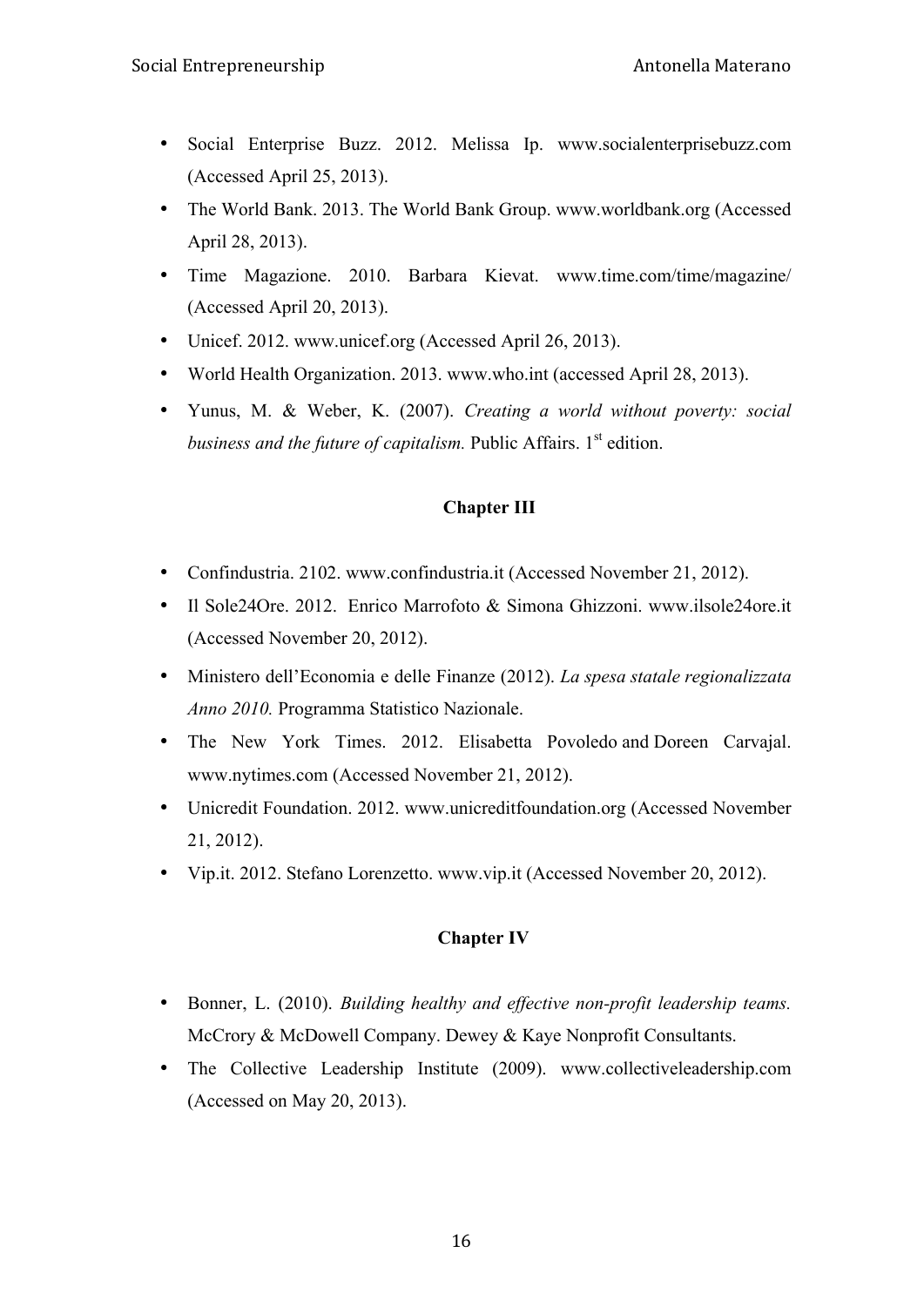- Social Enterprise Buzz. 2012. Melissa Ip. www.socialenterprisebuzz.com (Accessed April 25, 2013).
- The World Bank. 2013. The World Bank Group. www.worldbank.org (Accessed April 28, 2013).
- Time Magazione. 2010. Barbara Kievat. www.time.com/time/magazine/ (Accessed April 20, 2013).
- Unicef. 2012. www.unicef.org (Accessed April 26, 2013).
- World Health Organization. 2013. www.who.int (accessed April 28, 2013).
- Yunus, M. & Weber, K. (2007). *Creating a world without poverty: social business and the future of capitalism.* Public Affairs. 1st edition.

### Chapter III

- Confindustria. 2102. www.confindustria.it (Accessed November 21, 2012).
- Il Sole24Ore. 2012. Enrico Marrofoto & Simona Ghizzoni. www.ilsole24ore.it (Accessed November 20, 2012).
- Ministero dell'Economia e delle Finanze (2012). *La spesa statale regionalizzata Anno 2010.* Programma Statistico Nazionale.
- The New York Times. 2012. Elisabetta Povoledo and Doreen Carvajal. www.nytimes.com (Accessed November 21, 2012).
- Unicredit Foundation. 2012. www.unicreditfoundation.org (Accessed November 21, 2012).
- Vip.it. 2012. Stefano Lorenzetto. www.vip.it (Accessed November 20, 2012).

### Chapter IV

- Bonner, L. (2010). *Building healthy and effective non-profit leadership teams.* McCrory & McDowell Company. Dewey & Kaye Nonprofit Consultants.
- The Collective Leadership Institute (2009). www.collectiveleadership.com (Accessed on May 20, 2013).